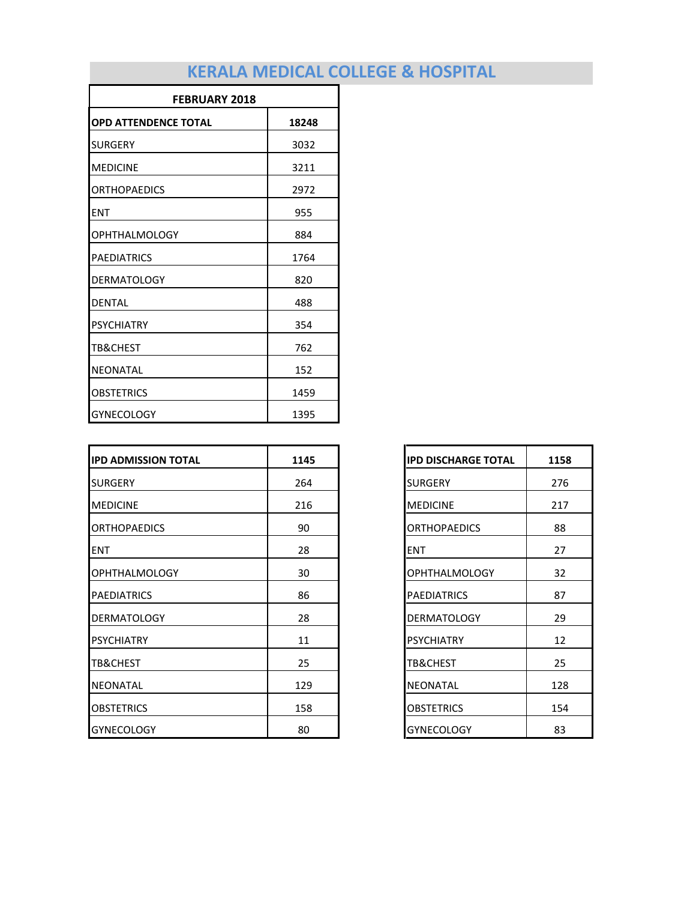# KERALA MEDICAL COLLEGE & HOSPITAL

## FEBRUARY 2018

| OPD ATTENDENCE TOTAL | 18248 |
|---|---|
| SURGERY | 3032 |
| MEDICINE | 3211 |
| ORTHOPAEDICS | 2972 |
| ENT | 955 |
| OPHTHALMOLOGY | 884 |
| PAEDIATRICS | 1764 |
| DERMATOLOGY | 820 |
| DENTAL | 488 |
| PSYCHIATRY | 354 |
| TB&CHEST | 762 |
| NEONATAL | 152 |
| OBSTETRICS | 1459 |
| GYNECOLOGY | 1395 |

| IPD ADMISSION TOTAL | 1145 |
|---|---|
| SURGERY | 264 |
| MEDICINE | 216 |
| ORTHOPAEDICS | 90 |
| ENT | 28 |
| OPHTHALMOLOGY | 30 |
| PAEDIATRICS | 86 |
| DERMATOLOGY | 28 |
| PSYCHIATRY | 11 |
| TB&CHEST | 25 |
| NEONATAL | 129 |
| OBSTETRICS | 158 |
| GYNECOLOGY | 80 |

| IPD DISCHARGE TOTAL | 1158 |
|---|---|
| SURGERY | 276 |
| MEDICINE | 217 |
| ORTHOPAEDICS | 88 |
| ENT | 27 |
| OPHTHALMOLOGY | 32 |
| PAEDIATRICS | 87 |
| DERMATOLOGY | 29 |
| PSYCHIATRY | 12 |
| TB&CHEST | 25 |
| NEONATAL | 128 |
| OBSTETRICS | 154 |
| GYNECOLOGY | 83 |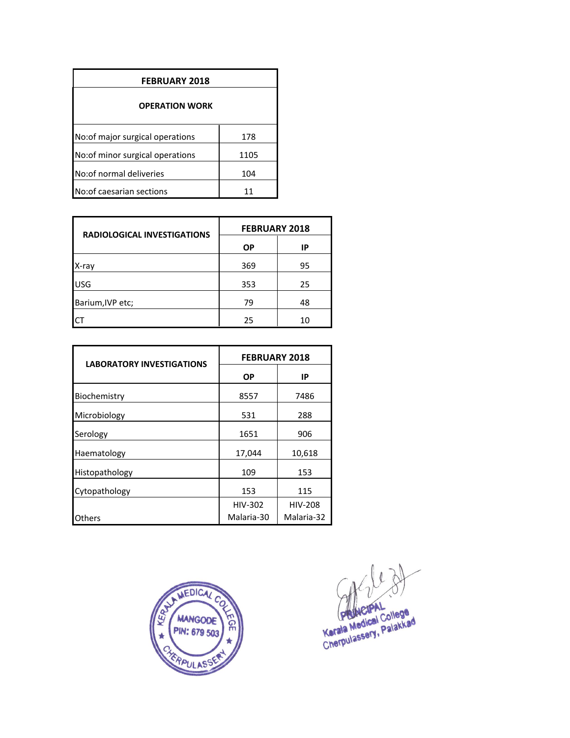| FEBRUARY 2018 | |
|---|---|
| **OPERATION WORK** | |
| No:of major surgical operations | 178 |
| No:of minor surgical operations | 1105 |
| No:of normal deliveries | 104 |
| No:of caesarian sections | 11 |

| RADIOLOGICAL INVESTIGATIONS | FEBRUARY 2018 | |
|---|---|---|
| | OP | IP |
| X-ray | 369 | 95 |
| USG | 353 | 25 |
| Barium,IVP etc; | 79 | 48 |
| CT | 25 | 10 |

| LABORATORY INVESTIGATIONS | FEBRUARY 2018 | |
|---|---|---|
| | OP | IP |
| Biochemistry | 8557 | 7486 |
| Microbiology | 531 | 288 |
| Serology | 1651 | 906 |
| Haematology | 17,044 | 10,618 |
| Histopathology | 109 | 153 |
| Cytopathology | 153 | 115 |
| Others | HIV-302 Malaria-30 | HIV-208 Malaria-32 |

KERALA MEDICAL COLLEGE MANGODE PIN: 679 503 CHERPULASSERY

PRINCIPAL
Kerala Medical College
Cherpulassery, Palakkad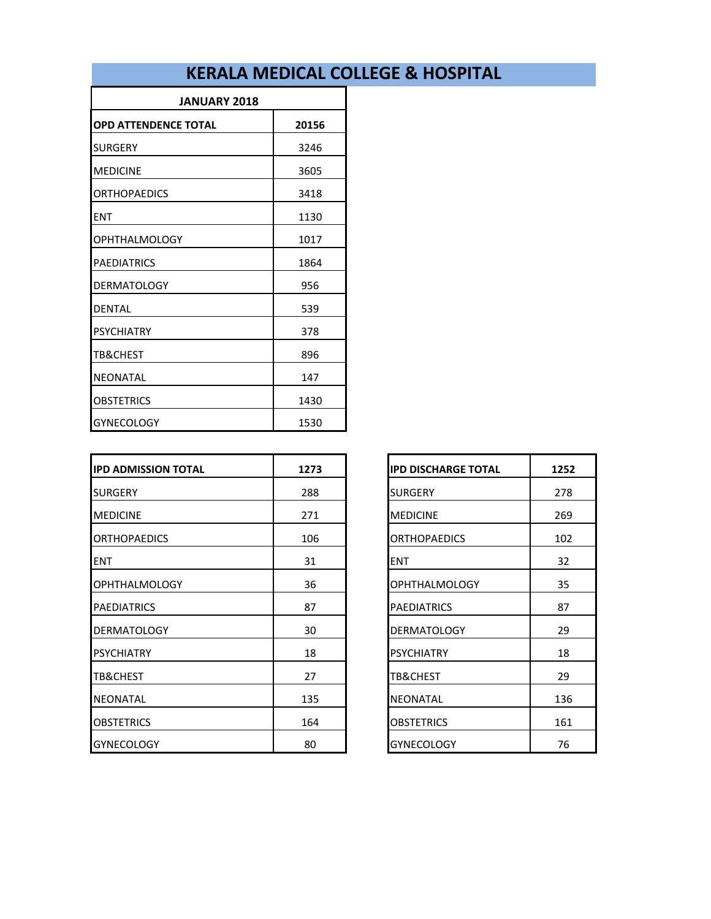# KERALA MEDICAL COLLEGE & HOSPITAL

| JANUARY 2018 | |
|---|---|
| **OPD ATTENDENCE TOTAL** | **20156** |
| SURGERY | 3246 |
| MEDICINE | 3605 |
| ORTHOPAEDICS | 3418 |
| ENT | 1130 |
| OPHTHALMOLOGY | 1017 |
| PAEDIATRICS | 1864 |
| DERMATOLOGY | 956 |
| DENTAL | 539 |
| PSYCHIATRY | 378 |
| TB&CHEST | 896 |
| NEONATAL | 147 |
| OBSTETRICS | 1430 |
| GYNECOLOGY | 1530 |

| **IPD ADMISSION TOTAL** | **1273** |
|---|---|
| SURGERY | 288 |
| MEDICINE | 271 |
| ORTHOPAEDICS | 106 |
| ENT | 31 |
| OPHTHALMOLOGY | 36 |
| PAEDIATRICS | 87 |
| DERMATOLOGY | 30 |
| PSYCHIATRY | 18 |
| TB&CHEST | 27 |
| NEONATAL | 135 |
| OBSTETRICS | 164 |
| GYNECOLOGY | 80 |

| **IPD DISCHARGE TOTAL** | **1252** |
|---|---|
| SURGERY | 278 |
| MEDICINE | 269 |
| ORTHOPAEDICS | 102 |
| ENT | 32 |
| OPHTHALMOLOGY | 35 |
| PAEDIATRICS | 87 |
| DERMATOLOGY | 29 |
| PSYCHIATRY | 18 |
| TB&CHEST | 29 |
| NEONATAL | 136 |
| OBSTETRICS | 161 |
| GYNECOLOGY | 76 |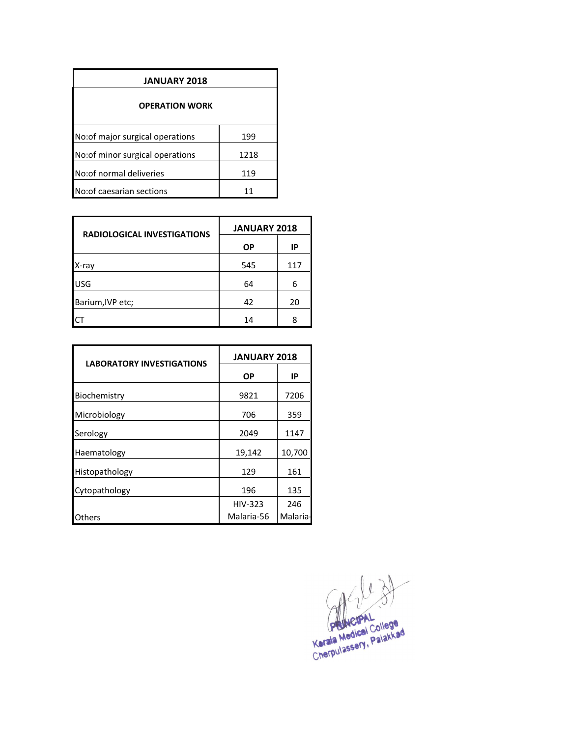| JANUARY 2018 | |
|---|---|
| **OPERATION WORK** | |
| No:of major surgical operations | 199 |
| No:of minor surgical operations | 1218 |
| No:of normal deliveries | 119 |
| No:of caesarian sections | 11 |

| RADIOLOGICAL INVESTIGATIONS | JANUARY 2018 | |
|---|---|---|
| | **OP** | **IP** |
| X-ray | 545 | 117 |
| USG | 64 | 6 |
| Barium,IVP etc; | 42 | 20 |
| CT | 14 | 8 |

| LABORATORY INVESTIGATIONS | JANUARY 2018 | |
|---|---|---|
| | **OP** | **IP** |
| Biochemistry | 9821 | 7206 |
| Microbiology | 706 | 359 |
| Serology | 2049 | 1147 |
| Haematology | 19,142 | 10,700 |
| Histopathology | 129 | 161 |
| Cytopathology | 196 | 135 |
| Others | HIV-323 Malaria-56 | 246 Malaria- |

PRINCIPAL
Kerala Medical College
Cherpulassery, Palakkad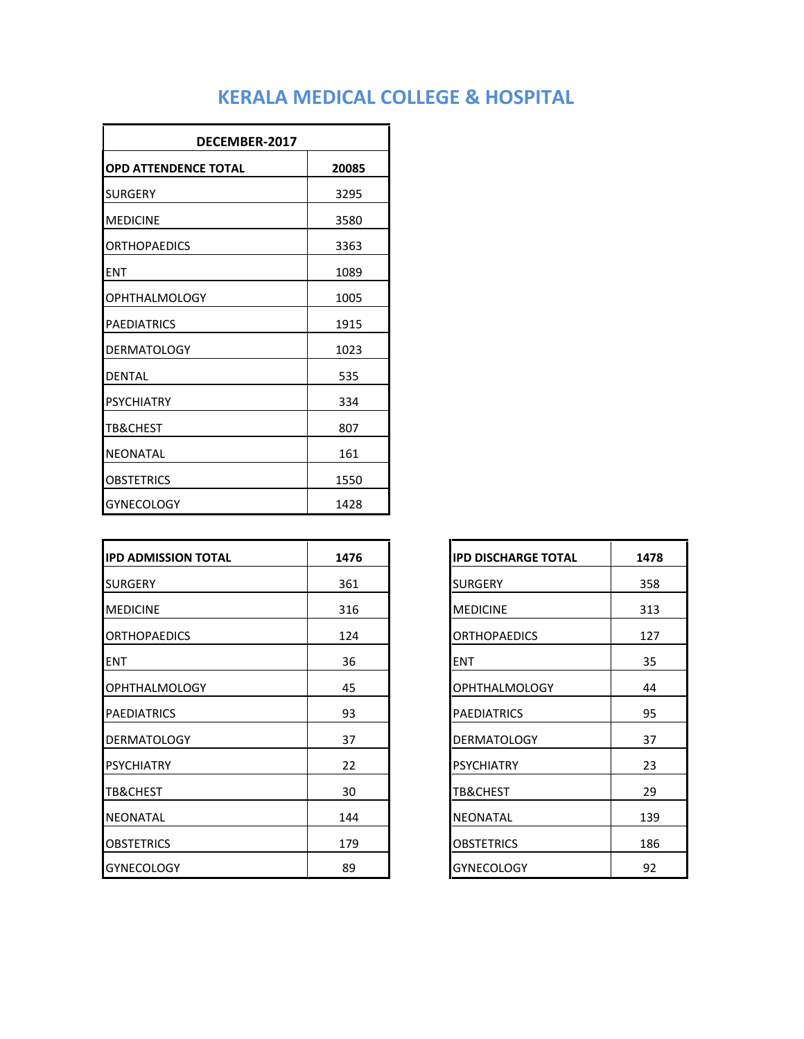# KERALA MEDICAL COLLEGE & HOSPITAL

| DECEMBER-2017 | |
|---|---|
| **OPD ATTENDENCE TOTAL** | **20085** |
| SURGERY | 3295 |
| MEDICINE | 3580 |
| ORTHOPAEDICS | 3363 |
| ENT | 1089 |
| OPHTHALMOLOGY | 1005 |
| PAEDIATRICS | 1915 |
| DERMATOLOGY | 1023 |
| DENTAL | 535 |
| PSYCHIATRY | 334 |
| TB&CHEST | 807 |
| NEONATAL | 161 |
| OBSTETRICS | 1550 |
| GYNECOLOGY | 1428 |

| IPD ADMISSION TOTAL | 1476 |
|---|---|
| SURGERY | 361 |
| MEDICINE | 316 |
| ORTHOPAEDICS | 124 |
| ENT | 36 |
| OPHTHALMOLOGY | 45 |
| PAEDIATRICS | 93 |
| DERMATOLOGY | 37 |
| PSYCHIATRY | 22 |
| TB&CHEST | 30 |
| NEONATAL | 144 |
| OBSTETRICS | 179 |
| GYNECOLOGY | 89 |

| IPD DISCHARGE TOTAL | 1478 |
|---|---|
| SURGERY | 358 |
| MEDICINE | 313 |
| ORTHOPAEDICS | 127 |
| ENT | 35 |
| OPHTHALMOLOGY | 44 |
| PAEDIATRICS | 95 |
| DERMATOLOGY | 37 |
| PSYCHIATRY | 23 |
| TB&CHEST | 29 |
| NEONATAL | 139 |
| OBSTETRICS | 186 |
| GYNECOLOGY | 92 |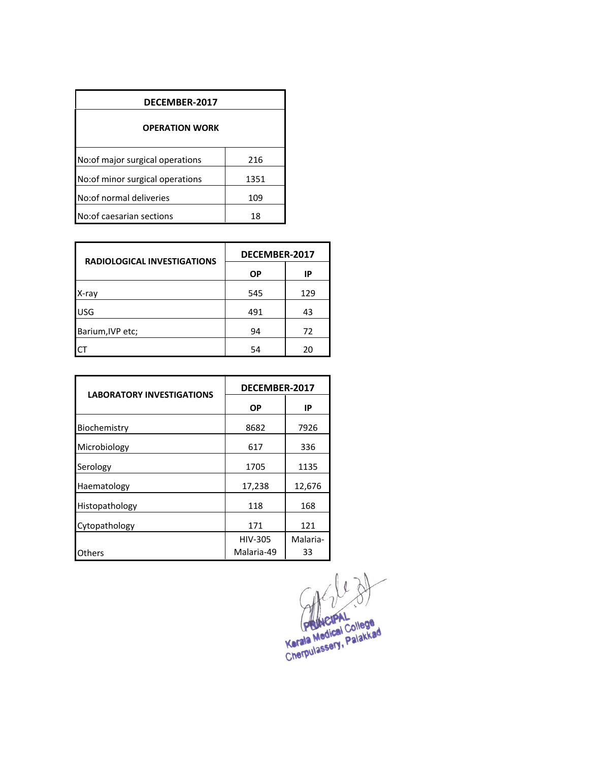| DECEMBER-2017 | |
|---|---|
| **OPERATION WORK** | |
| No:of major surgical operations | 216 |
| No:of minor surgical operations | 1351 |
| No:of normal deliveries | 109 |
| No:of caesarian sections | 18 |

| RADIOLOGICAL INVESTIGATIONS | DECEMBER-2017 | |
|---|---|---|
| | OP | IP |
| X-ray | 545 | 129 |
| USG | 491 | 43 |
| Barium,IVP etc; | 94 | 72 |
| CT | 54 | 20 |

| LABORATORY INVESTIGATIONS | DECEMBER-2017 | |
|---|---|---|
| | OP | IP |
| Biochemistry | 8682 | 7926 |
| Microbiology | 617 | 336 |
| Serology | 1705 | 1135 |
| Haematology | 17,238 | 12,676 |
| Histopathology | 118 | 168 |
| Cytopathology | 171 | 121 |
| Others | HIV-305 Malaria-49 | Malaria-33 |

PRINCIPAL
Kerala Medical College
Cherpulassery, Palakkad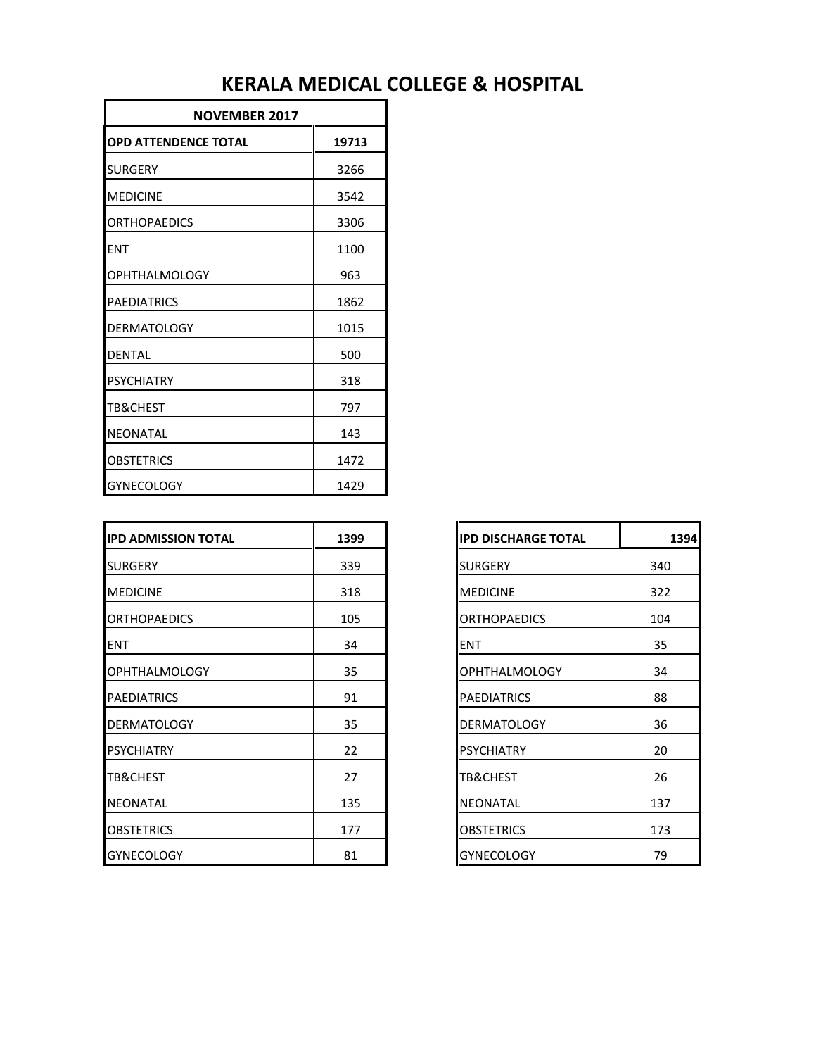# KERALA MEDICAL COLLEGE & HOSPITAL

| NOVEMBER 2017 | |
|---|---|
| **OPD ATTENDENCE TOTAL** | **19713** |
| SURGERY | 3266 |
| MEDICINE | 3542 |
| ORTHOPAEDICS | 3306 |
| ENT | 1100 |
| OPHTHALMOLOGY | 963 |
| PAEDIATRICS | 1862 |
| DERMATOLOGY | 1015 |
| DENTAL | 500 |
| PSYCHIATRY | 318 |
| TB&CHEST | 797 |
| NEONATAL | 143 |
| OBSTETRICS | 1472 |
| GYNECOLOGY | 1429 |

| IPD ADMISSION TOTAL | 1399 |
|---|---|
| SURGERY | 339 |
| MEDICINE | 318 |
| ORTHOPAEDICS | 105 |
| ENT | 34 |
| OPHTHALMOLOGY | 35 |
| PAEDIATRICS | 91 |
| DERMATOLOGY | 35 |
| PSYCHIATRY | 22 |
| TB&CHEST | 27 |
| NEONATAL | 135 |
| OBSTETRICS | 177 |
| GYNECOLOGY | 81 |

| IPD DISCHARGE TOTAL | 1394 |
|---|---|
| SURGERY | 340 |
| MEDICINE | 322 |
| ORTHOPAEDICS | 104 |
| ENT | 35 |
| OPHTHALMOLOGY | 34 |
| PAEDIATRICS | 88 |
| DERMATOLOGY | 36 |
| PSYCHIATRY | 20 |
| TB&CHEST | 26 |
| NEONATAL | 137 |
| OBSTETRICS | 173 |
| GYNECOLOGY | 79 |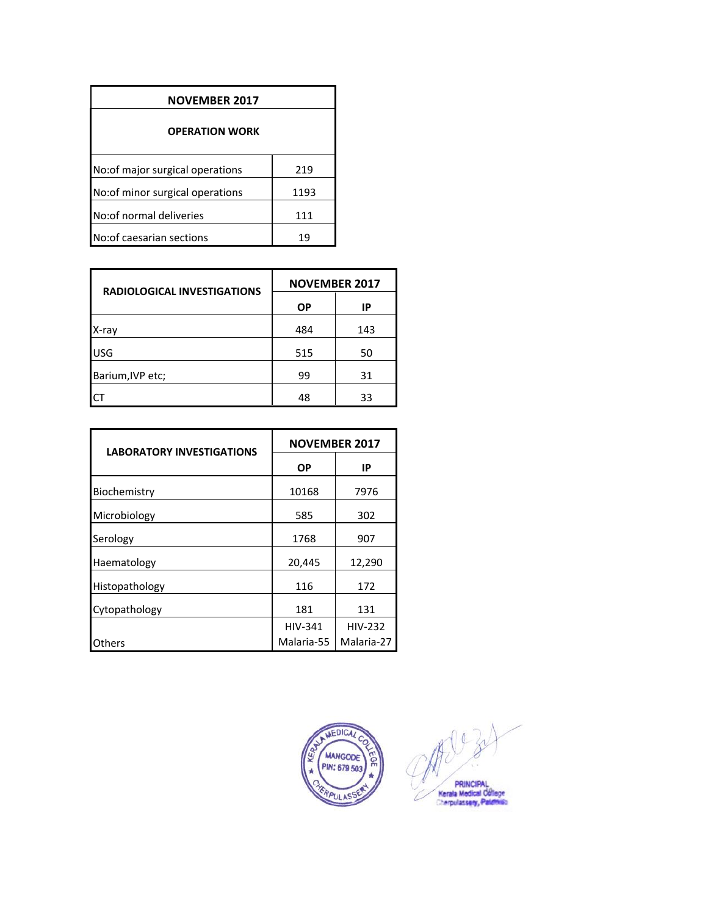| NOVEMBER 2017 | |
|---|---|
| **OPERATION WORK** | |
| No:of major surgical operations | 219 |
| No:of minor surgical operations | 1193 |
| No:of normal deliveries | 111 |
| No:of caesarian sections | 19 |

| RADIOLOGICAL INVESTIGATIONS | NOVEMBER 2017 | |
|---|---|---|
| | **OP** | **IP** |
| X-ray | 484 | 143 |
| USG | 515 | 50 |
| Barium,IVP etc; | 99 | 31 |
| CT | 48 | 33 |

| LABORATORY INVESTIGATIONS | NOVEMBER 2017 | |
|---|---|---|
| | **OP** | **IP** |
| Biochemistry | 10168 | 7976 |
| Microbiology | 585 | 302 |
| Serology | 1768 | 907 |
| Haematology | 20,445 | 12,290 |
| Histopathology | 116 | 172 |
| Cytopathology | 181 | 131 |
| Others | HIV-341 Malaria-55 | HIV-232 Malaria-27 |

KERALA MEDICAL COLLEGE MANGODE PIN: 679 503 CHERPULASSERY

PRINCIPAL
Kerala Medical College
Cherpulassery, Palakkad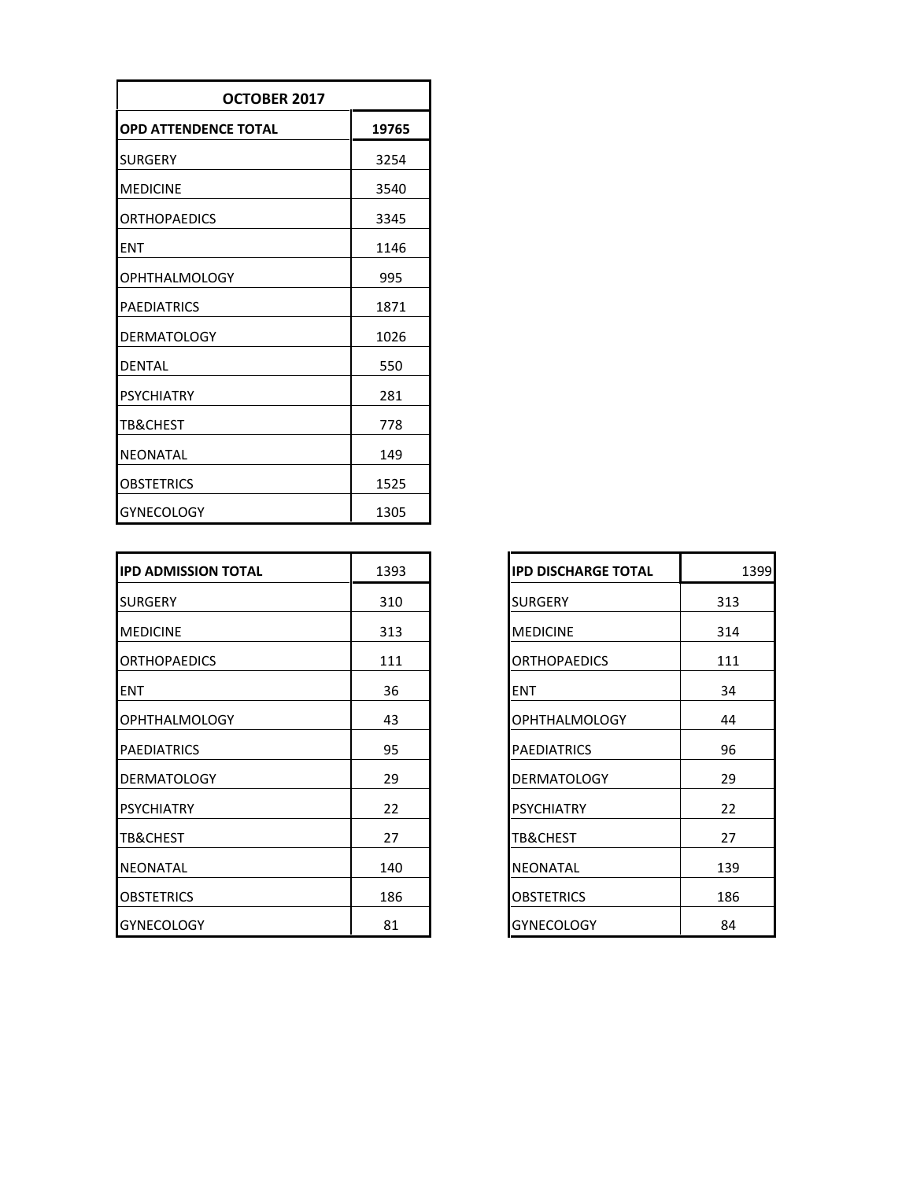| OCTOBER 2017 | |
|---|---|
| **OPD ATTENDENCE TOTAL** | **19765** |
| SURGERY | 3254 |
| MEDICINE | 3540 |
| ORTHOPAEDICS | 3345 |
| ENT | 1146 |
| OPHTHALMOLOGY | 995 |
| PAEDIATRICS | 1871 |
| DERMATOLOGY | 1026 |
| DENTAL | 550 |
| PSYCHIATRY | 281 |
| TB&CHEST | 778 |
| NEONATAL | 149 |
| OBSTETRICS | 1525 |
| GYNECOLOGY | 1305 |

| **IPD ADMISSION TOTAL** | 1393 |
|---|---|
| SURGERY | 310 |
| MEDICINE | 313 |
| ORTHOPAEDICS | 111 |
| ENT | 36 |
| OPHTHALMOLOGY | 43 |
| PAEDIATRICS | 95 |
| DERMATOLOGY | 29 |
| PSYCHIATRY | 22 |
| TB&CHEST | 27 |
| NEONATAL | 140 |
| OBSTETRICS | 186 |
| GYNECOLOGY | 81 |

| **IPD DISCHARGE TOTAL** | 1399 |
|---|---|
| SURGERY | 313 |
| MEDICINE | 314 |
| ORTHOPAEDICS | 111 |
| ENT | 34 |
| OPHTHALMOLOGY | 44 |
| PAEDIATRICS | 96 |
| DERMATOLOGY | 29 |
| PSYCHIATRY | 22 |
| TB&CHEST | 27 |
| NEONATAL | 139 |
| OBSTETRICS | 186 |
| GYNECOLOGY | 84 |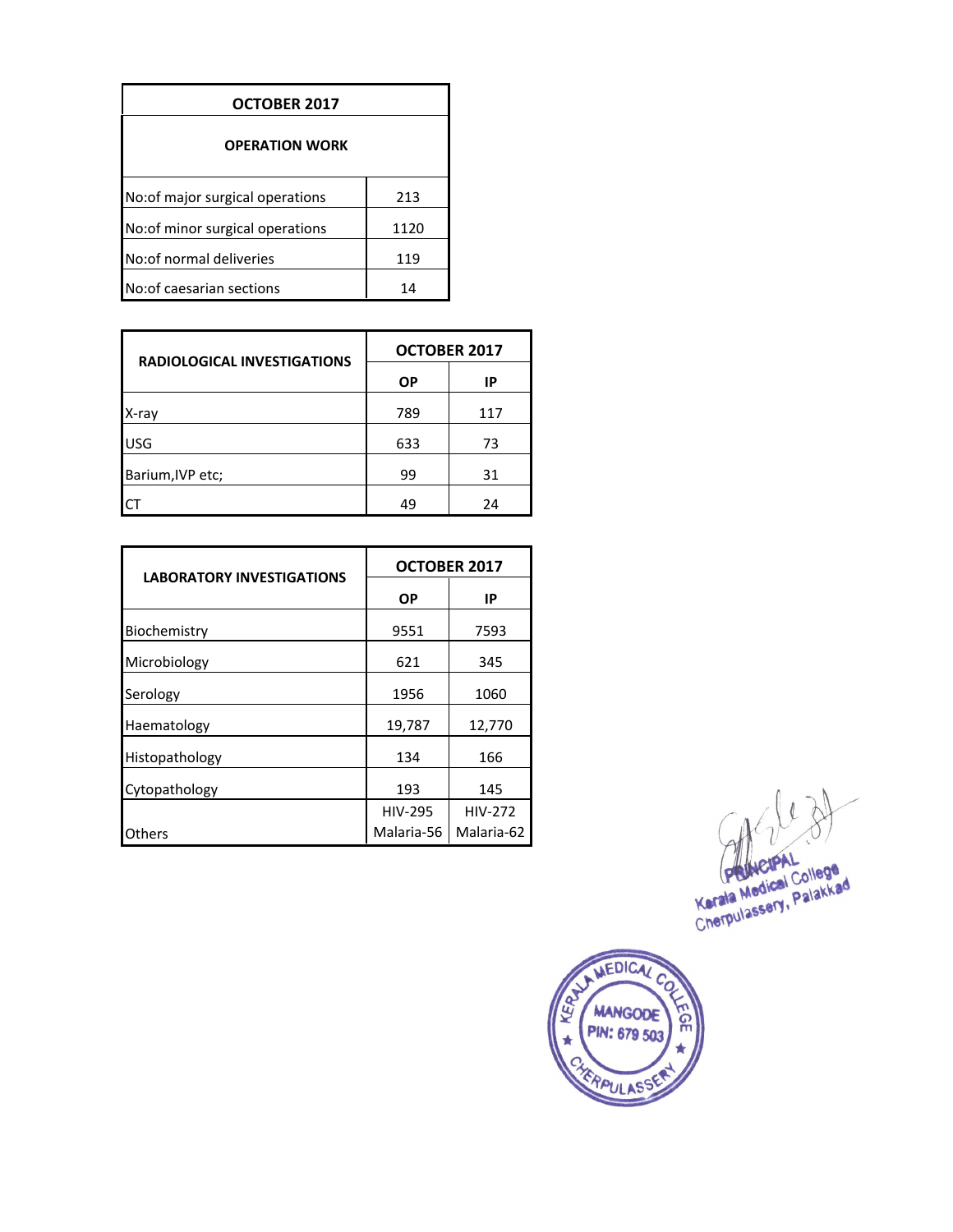| OCTOBER 2017 | |
|---|---|
| **OPERATION WORK** | |
| No:of major surgical operations | 213 |
| No:of minor surgical operations | 1120 |
| No:of normal deliveries | 119 |
| No:of caesarian sections | 14 |

| RADIOLOGICAL INVESTIGATIONS | OCTOBER 2017 | |
|---|---|---|
| | OP | IP |
| X-ray | 789 | 117 |
| USG | 633 | 73 |
| Barium,IVP etc; | 99 | 31 |
| CT | 49 | 24 |

| LABORATORY INVESTIGATIONS | OCTOBER 2017 | |
|---|---|---|
| | OP | IP |
| Biochemistry | 9551 | 7593 |
| Microbiology | 621 | 345 |
| Serology | 1956 | 1060 |
| Haematology | 19,787 | 12,770 |
| Histopathology | 134 | 166 |
| Cytopathology | 193 | 145 |
| Others | HIV-295 Malaria-56 | HIV-272 Malaria-62 |

PRINCIPAL
Kerala Medical College
Cherpulassery, Palakkad

KERALA MEDICAL COLLEGE
MANGODE
PIN: 679 503
CHERPULASSERY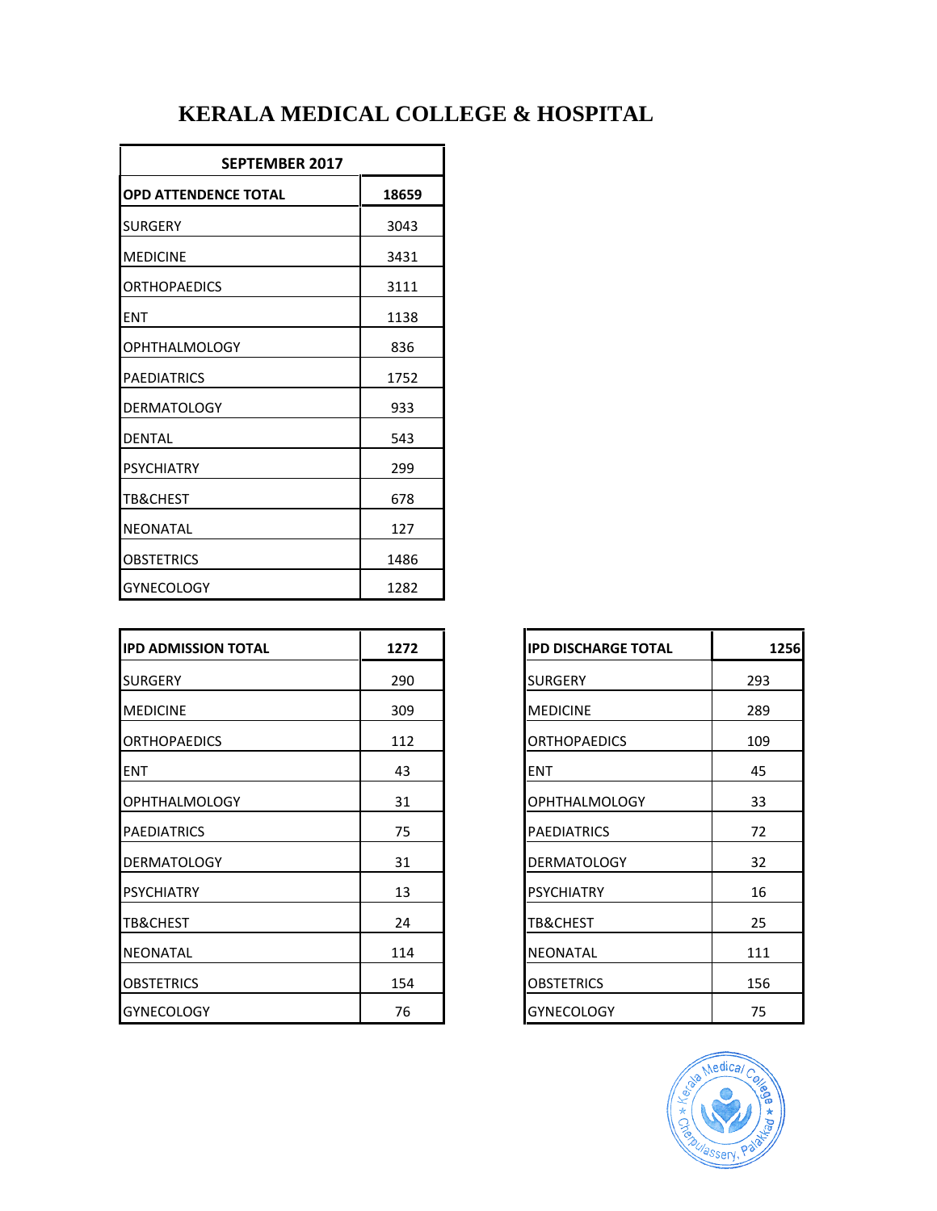# KERALA MEDICAL COLLEGE & HOSPITAL

| SEPTEMBER 2017 | |
|---|---|
| **OPD ATTENDENCE TOTAL** | **18659** |
| SURGERY | 3043 |
| MEDICINE | 3431 |
| ORTHOPAEDICS | 3111 |
| ENT | 1138 |
| OPHTHALMOLOGY | 836 |
| PAEDIATRICS | 1752 |
| DERMATOLOGY | 933 |
| DENTAL | 543 |
| PSYCHIATRY | 299 |
| TB&CHEST | 678 |
| NEONATAL | 127 |
| OBSTETRICS | 1486 |
| GYNECOLOGY | 1282 |

| IPD ADMISSION TOTAL | 1272 |
|---|---|
| SURGERY | 290 |
| MEDICINE | 309 |
| ORTHOPAEDICS | 112 |
| ENT | 43 |
| OPHTHALMOLOGY | 31 |
| PAEDIATRICS | 75 |
| DERMATOLOGY | 31 |
| PSYCHIATRY | 13 |
| TB&CHEST | 24 |
| NEONATAL | 114 |
| OBSTETRICS | 154 |
| GYNECOLOGY | 76 |

| IPD DISCHARGE TOTAL | 1256 |
|---|---|
| SURGERY | 293 |
| MEDICINE | 289 |
| ORTHOPAEDICS | 109 |
| ENT | 45 |
| OPHTHALMOLOGY | 33 |
| PAEDIATRICS | 72 |
| DERMATOLOGY | 32 |
| PSYCHIATRY | 16 |
| TB&CHEST | 25 |
| NEONATAL | 111 |
| OBSTETRICS | 156 |
| GYNECOLOGY | 75 |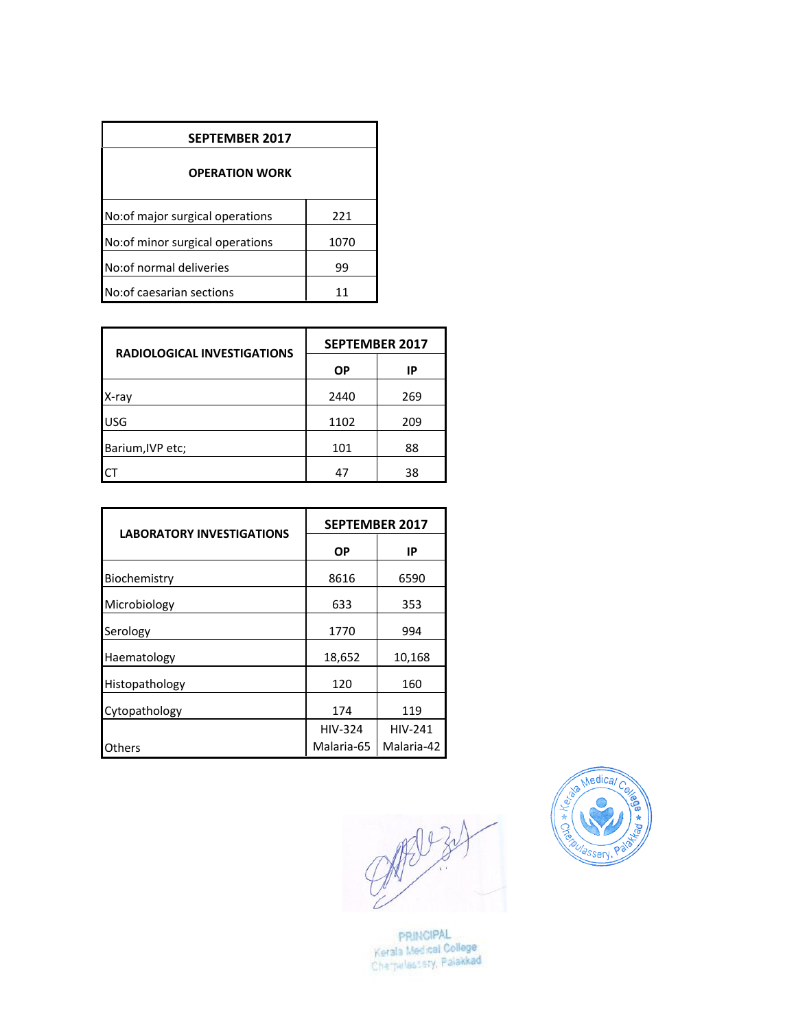| SEPTEMBER 2017 | |
|---|---|
| **OPERATION WORK** | |
| No:of major surgical operations | 221 |
| No:of minor surgical operations | 1070 |
| No:of normal deliveries | 99 |
| No:of caesarian sections | 11 |

| RADIOLOGICAL INVESTIGATIONS | SEPTEMBER 2017 | |
|---|---|---|
| | OP | IP |
| X-ray | 2440 | 269 |
| USG | 1102 | 209 |
| Barium,IVP etc; | 101 | 88 |
| CT | 47 | 38 |

| LABORATORY INVESTIGATIONS | SEPTEMBER 2017 | |
|---|---|---|
| | OP | IP |
| Biochemistry | 8616 | 6590 |
| Microbiology | 633 | 353 |
| Serology | 1770 | 994 |
| Haematology | 18,652 | 10,168 |
| Histopathology | 120 | 160 |
| Cytopathology | 174 | 119 |
| Others | HIV-324 Malaria-65 | HIV-241 Malaria-42 |

Kerala Medical College, Cherpulassery, Palakkad

PRINCIPAL
Kerala Medical College
Cherpulassery, Palakkad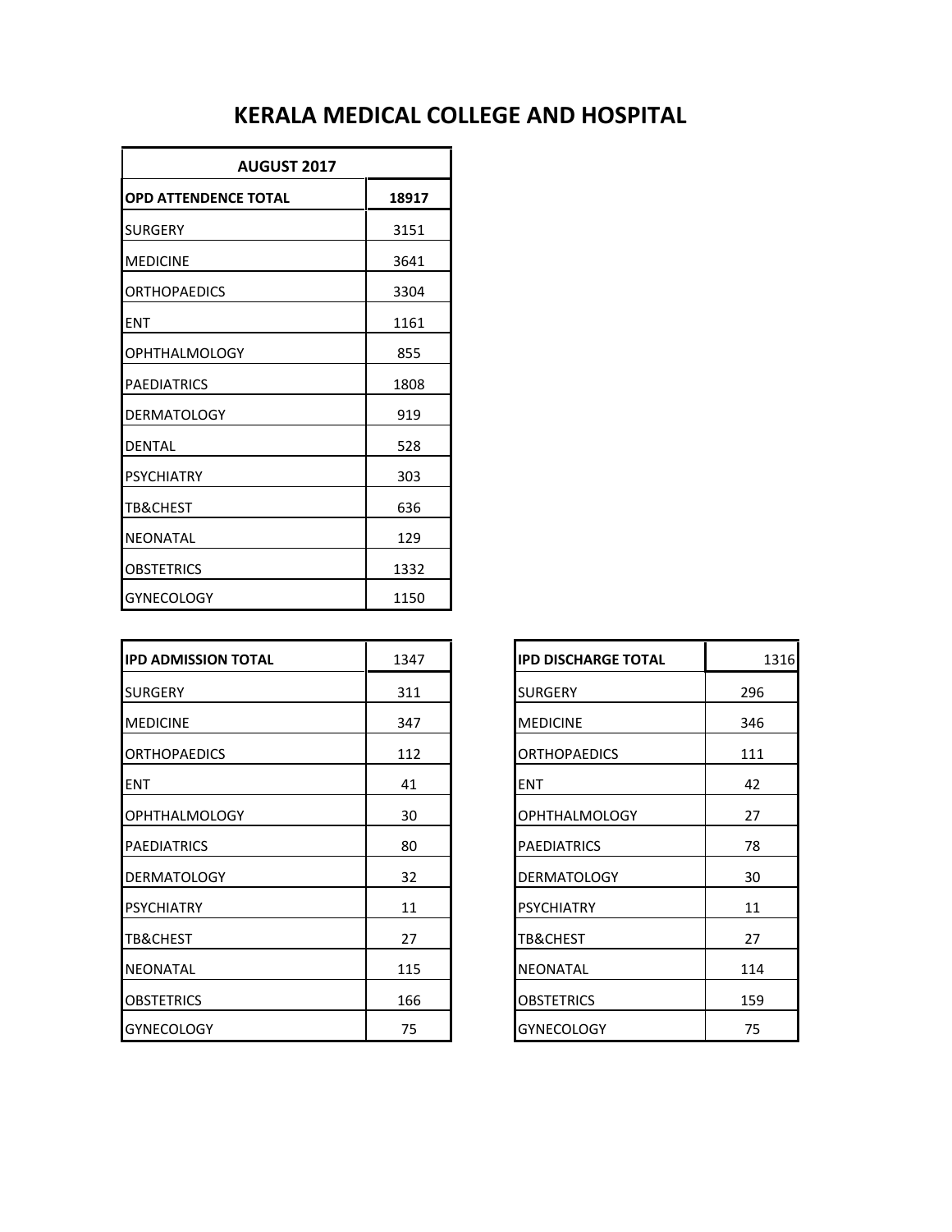# KERALA MEDICAL COLLEGE AND HOSPITAL

| AUGUST 2017 | |
|---|---|
| **OPD ATTENDENCE TOTAL** | **18917** |
| SURGERY | 3151 |
| MEDICINE | 3641 |
| ORTHOPAEDICS | 3304 |
| ENT | 1161 |
| OPHTHALMOLOGY | 855 |
| PAEDIATRICS | 1808 |
| DERMATOLOGY | 919 |
| DENTAL | 528 |
| PSYCHIATRY | 303 |
| TB&CHEST | 636 |
| NEONATAL | 129 |
| OBSTETRICS | 1332 |
| GYNECOLOGY | 1150 |

| **IPD ADMISSION TOTAL** | 1347 |
|---|---|
| SURGERY | 311 |
| MEDICINE | 347 |
| ORTHOPAEDICS | 112 |
| ENT | 41 |
| OPHTHALMOLOGY | 30 |
| PAEDIATRICS | 80 |
| DERMATOLOGY | 32 |
| PSYCHIATRY | 11 |
| TB&CHEST | 27 |
| NEONATAL | 115 |
| OBSTETRICS | 166 |
| GYNECOLOGY | 75 |

| **IPD DISCHARGE TOTAL** | 1316 |
|---|---|
| SURGERY | 296 |
| MEDICINE | 346 |
| ORTHOPAEDICS | 111 |
| ENT | 42 |
| OPHTHALMOLOGY | 27 |
| PAEDIATRICS | 78 |
| DERMATOLOGY | 30 |
| PSYCHIATRY | 11 |
| TB&CHEST | 27 |
| NEONATAL | 114 |
| OBSTETRICS | 159 |
| GYNECOLOGY | 75 |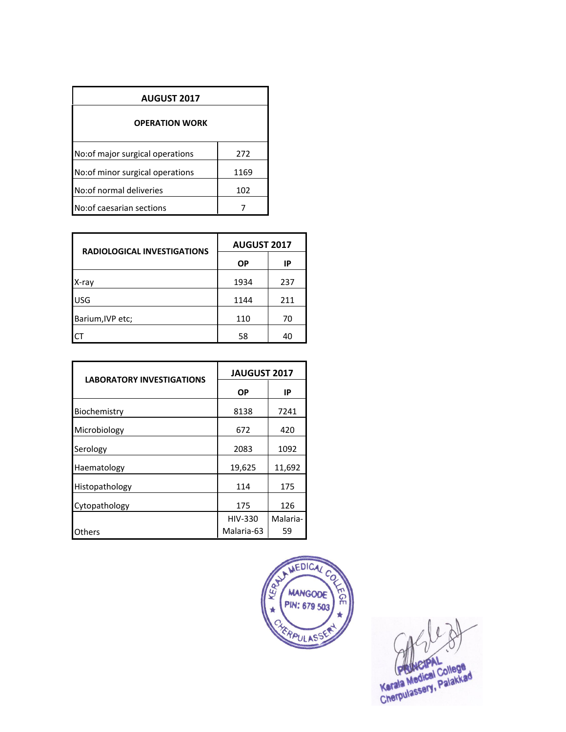| AUGUST 2017 | |
|---|---|
| **OPERATION WORK** | |
| No:of major surgical operations | 272 |
| No:of minor surgical operations | 1169 |
| No:of normal deliveries | 102 |
| No:of caesarian sections | 7 |

| RADIOLOGICAL INVESTIGATIONS | AUGUST 2017 | |
|---|---|---|
| | **OP** | **IP** |
| X-ray | 1934 | 237 |
| USG | 1144 | 211 |
| Barium,IVP etc; | 110 | 70 |
| CT | 58 | 40 |

| LABORATORY INVESTIGATIONS | JAUGUST 2017 | |
|---|---|---|
| | **OP** | **IP** |
| Biochemistry | 8138 | 7241 |
| Microbiology | 672 | 420 |
| Serology | 2083 | 1092 |
| Haematology | 19,625 | 11,692 |
| Histopathology | 114 | 175 |
| Cytopathology | 175 | 126 |
| Others | HIV-330 Malaria-63 | Malaria-59 |

KERALA MEDICAL COLLEGE MANGODE PIN: 679 503 CHERPULASSERY

PRINCIPAL
Kerala Medical College
Cherpulassery, Palakkad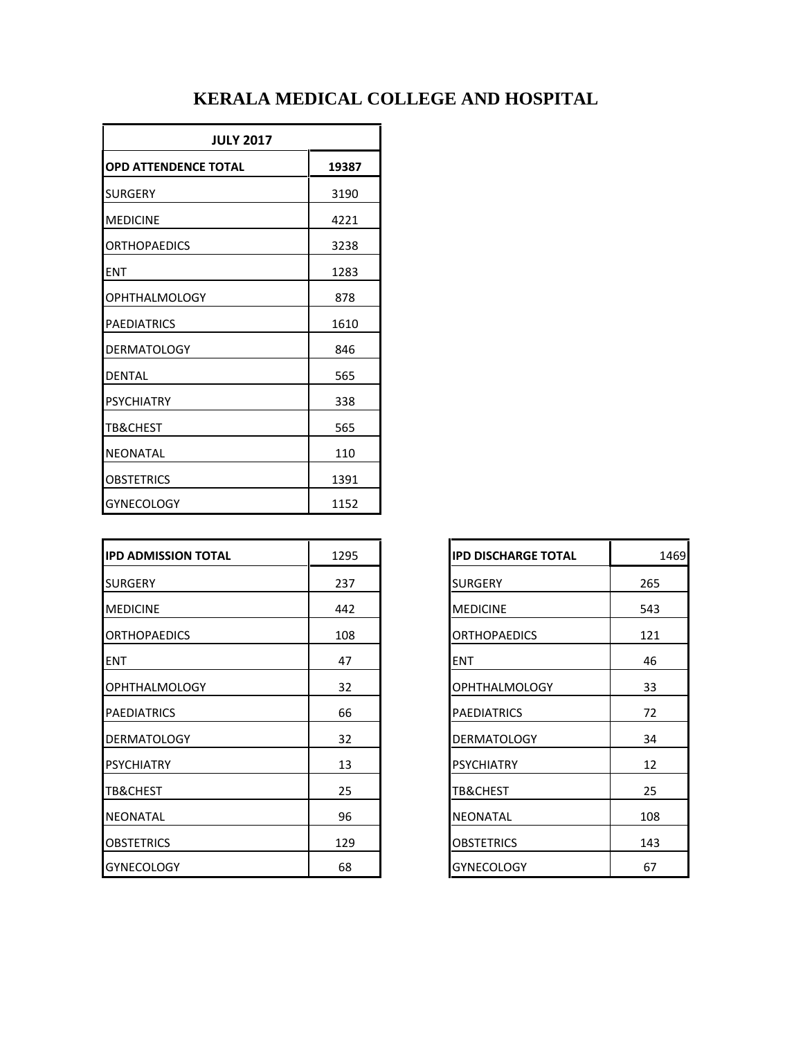# KERALA MEDICAL COLLEGE AND HOSPITAL

| JULY 2017 | |
|---|---|
| **OPD ATTENDENCE TOTAL** | **19387** |
| SURGERY | 3190 |
| MEDICINE | 4221 |
| ORTHOPAEDICS | 3238 |
| ENT | 1283 |
| OPHTHALMOLOGY | 878 |
| PAEDIATRICS | 1610 |
| DERMATOLOGY | 846 |
| DENTAL | 565 |
| PSYCHIATRY | 338 |
| TB&CHEST | 565 |
| NEONATAL | 110 |
| OBSTETRICS | 1391 |
| GYNECOLOGY | 1152 |

| **IPD ADMISSION TOTAL** | 1295 |
|---|---|
| SURGERY | 237 |
| MEDICINE | 442 |
| ORTHOPAEDICS | 108 |
| ENT | 47 |
| OPHTHALMOLOGY | 32 |
| PAEDIATRICS | 66 |
| DERMATOLOGY | 32 |
| PSYCHIATRY | 13 |
| TB&CHEST | 25 |
| NEONATAL | 96 |
| OBSTETRICS | 129 |
| GYNECOLOGY | 68 |

| **IPD DISCHARGE TOTAL** | 1469 |
|---|---|
| SURGERY | 265 |
| MEDICINE | 543 |
| ORTHOPAEDICS | 121 |
| ENT | 46 |
| OPHTHALMOLOGY | 33 |
| PAEDIATRICS | 72 |
| DERMATOLOGY | 34 |
| PSYCHIATRY | 12 |
| TB&CHEST | 25 |
| NEONATAL | 108 |
| OBSTETRICS | 143 |
| GYNECOLOGY | 67 |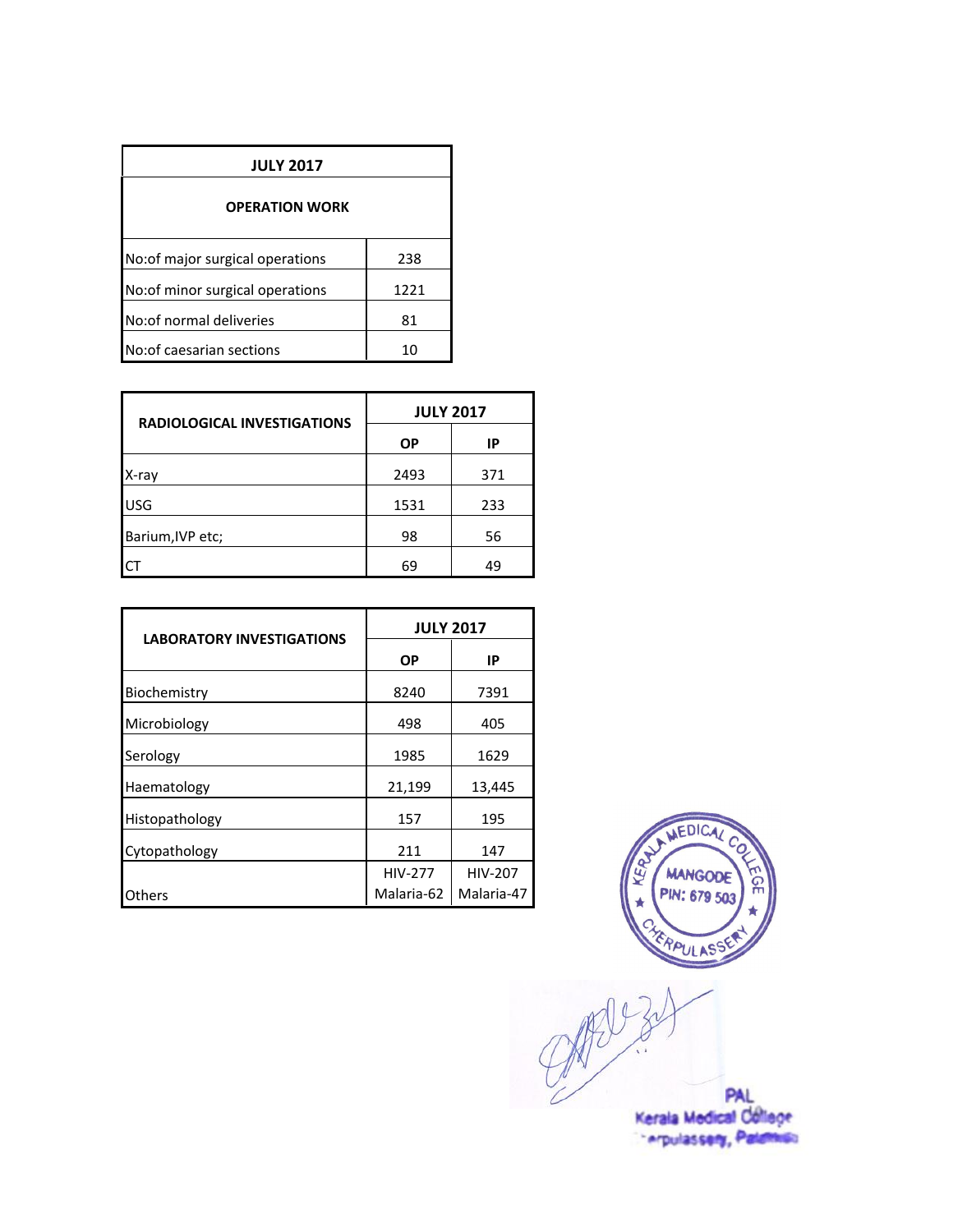| JULY 2017 | |
|---|---|
| **OPERATION WORK** | |
| No:of major surgical operations | 238 |
| No:of minor surgical operations | 1221 |
| No:of normal deliveries | 81 |
| No:of caesarian sections | 10 |

| RADIOLOGICAL INVESTIGATIONS | JULY 2017 | |
|---|---|---|
| | OP | IP |
| X-ray | 2493 | 371 |
| USG | 1531 | 233 |
| Barium,IVP etc; | 98 | 56 |
| CT | 69 | 49 |

| LABORATORY INVESTIGATIONS | JULY 2017 | |
|---|---|---|
| | OP | IP |
| Biochemistry | 8240 | 7391 |
| Microbiology | 498 | 405 |
| Serology | 1985 | 1629 |
| Haematology | 21,199 | 13,445 |
| Histopathology | 157 | 195 |
| Cytopathology | 211 | 147 |
| Others | HIV-277 Malaria-62 | HIV-207 Malaria-47 |

KERALA MEDICAL COLLEGE MANGODE PIN: 679 503 CHERPULASSERY

PAL
Kerala Medical College
Cherpulassery, Palakkad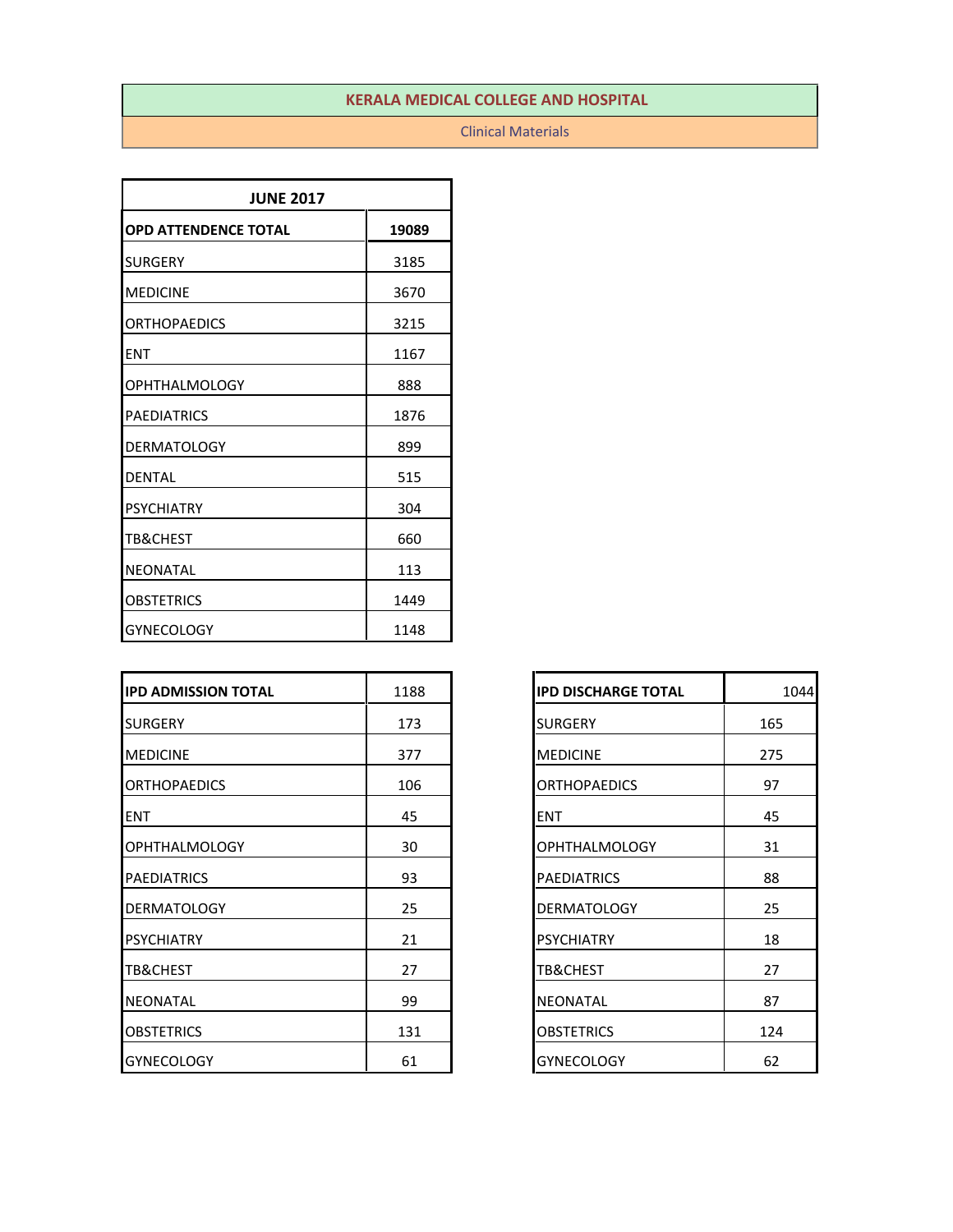# KERALA MEDICAL COLLEGE AND HOSPITAL

## Clinical Materials

| JUNE 2017 | |
|---|---|
| **OPD ATTENDENCE TOTAL** | **19089** |
| SURGERY | 3185 |
| MEDICINE | 3670 |
| ORTHOPAEDICS | 3215 |
| ENT | 1167 |
| OPHTHALMOLOGY | 888 |
| PAEDIATRICS | 1876 |
| DERMATOLOGY | 899 |
| DENTAL | 515 |
| PSYCHIATRY | 304 |
| TB&CHEST | 660 |
| NEONATAL | 113 |
| OBSTETRICS | 1449 |
| GYNECOLOGY | 1148 |

| **IPD ADMISSION TOTAL** | 1188 |
|---|---|
| SURGERY | 173 |
| MEDICINE | 377 |
| ORTHOPAEDICS | 106 |
| ENT | 45 |
| OPHTHALMOLOGY | 30 |
| PAEDIATRICS | 93 |
| DERMATOLOGY | 25 |
| PSYCHIATRY | 21 |
| TB&CHEST | 27 |
| NEONATAL | 99 |
| OBSTETRICS | 131 |
| GYNECOLOGY | 61 |

| **IPD DISCHARGE TOTAL** | 1044 |
|---|---|
| SURGERY | 165 |
| MEDICINE | 275 |
| ORTHOPAEDICS | 97 |
| ENT | 45 |
| OPHTHALMOLOGY | 31 |
| PAEDIATRICS | 88 |
| DERMATOLOGY | 25 |
| PSYCHIATRY | 18 |
| TB&CHEST | 27 |
| NEONATAL | 87 |
| OBSTETRICS | 124 |
| GYNECOLOGY | 62 |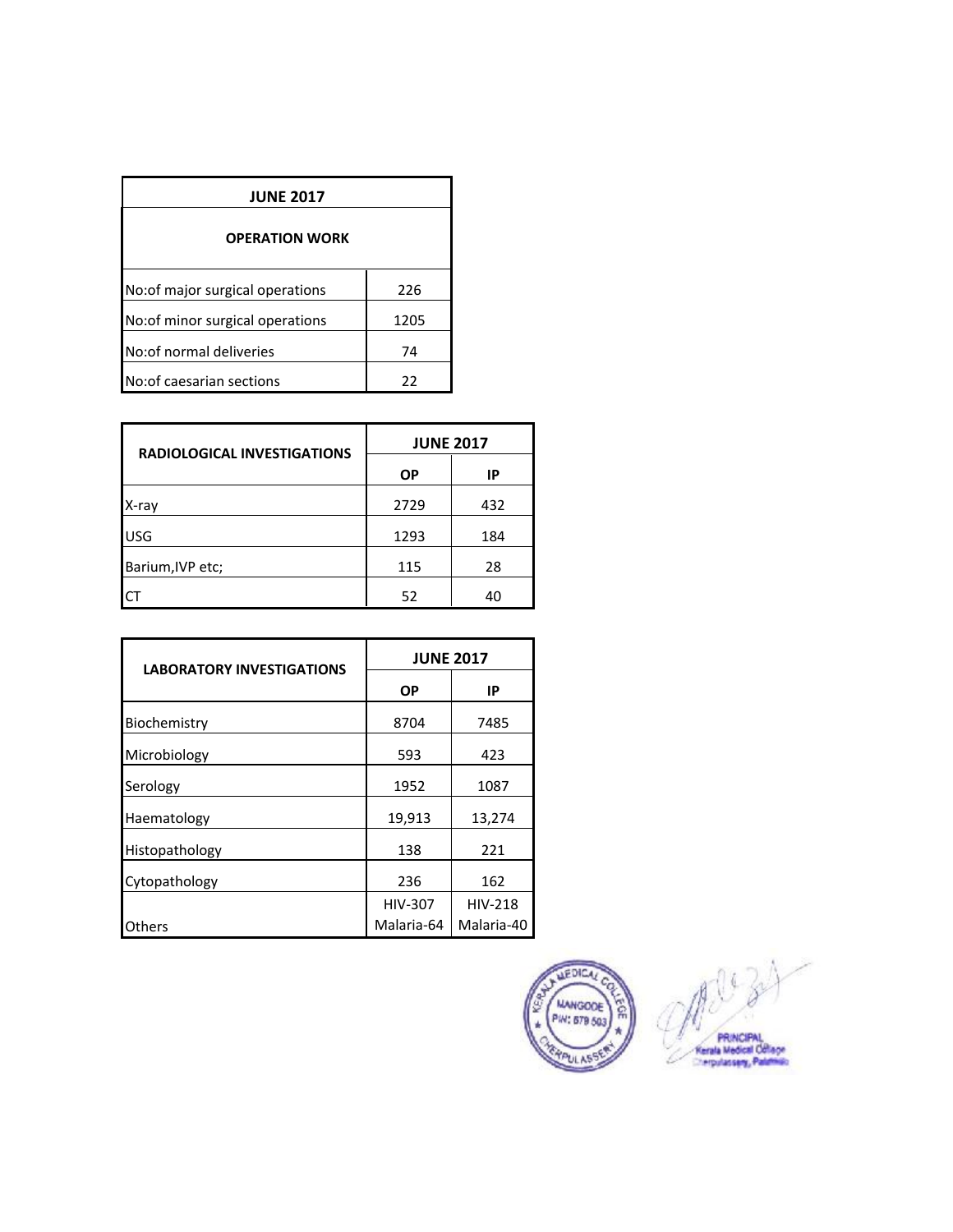| JUNE 2017 | |
|---|---|
| **OPERATION WORK** | |
| No:of major surgical operations | 226 |
| No:of minor surgical operations | 1205 |
| No:of normal deliveries | 74 |
| No:of caesarian sections | 22 |

| RADIOLOGICAL INVESTIGATIONS | JUNE 2017 | |
|---|---|---|
| | OP | IP |
| X-ray | 2729 | 432 |
| USG | 1293 | 184 |
| Barium,IVP etc; | 115 | 28 |
| CT | 52 | 40 |

| LABORATORY INVESTIGATIONS | JUNE 2017 | |
|---|---|---|
| | OP | IP |
| Biochemistry | 8704 | 7485 |
| Microbiology | 593 | 423 |
| Serology | 1952 | 1087 |
| Haematology | 19,913 | 13,274 |
| Histopathology | 138 | 221 |
| Cytopathology | 236 | 162 |
| Others | HIV-307 Malaria-64 | HIV-218 Malaria-40 |

KERALA MEDICAL COLLEGE MANGODE PIN: 679 503 CHERPULASSERY

PRINCIPAL
Kerala Medical College
Cherpulassery, Palakkad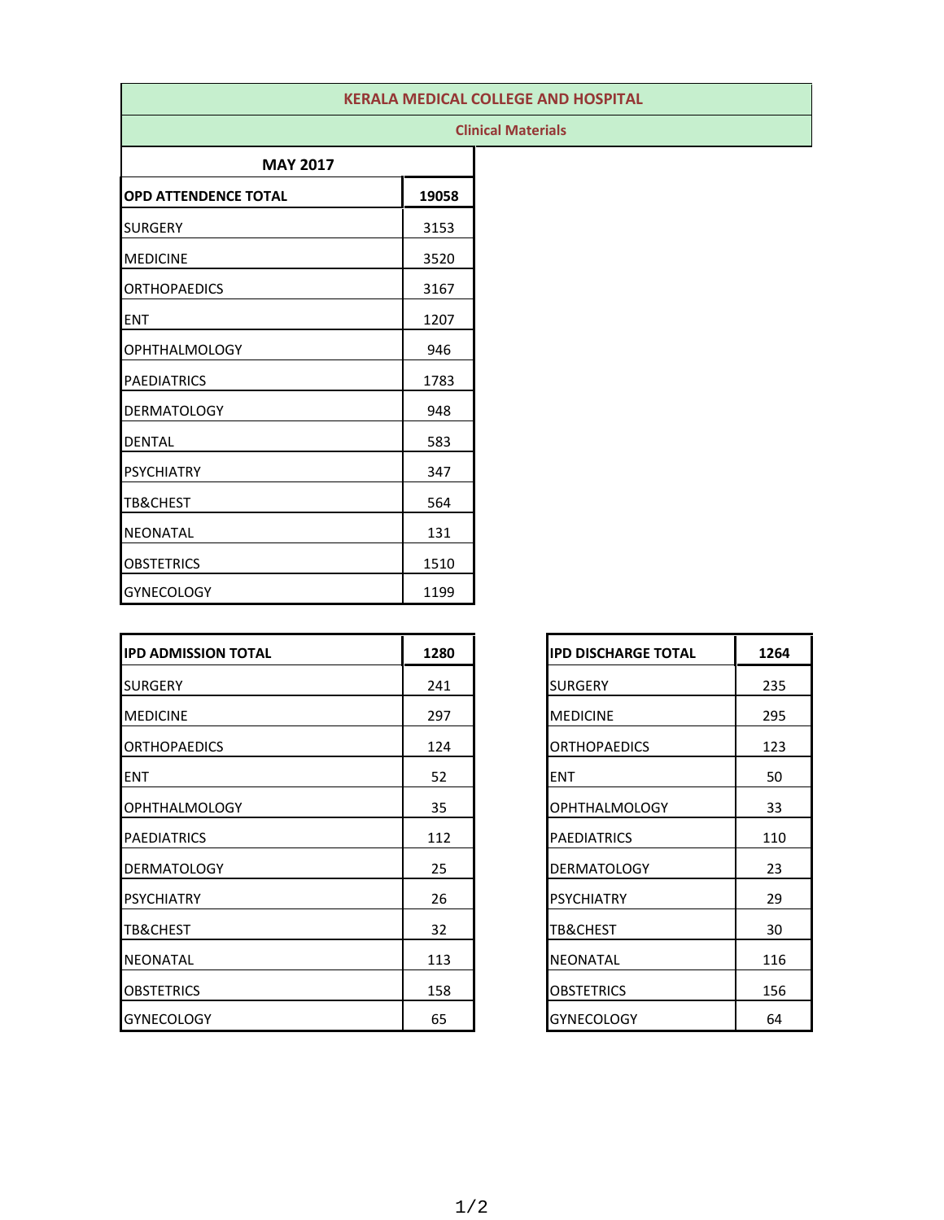# KERALA MEDICAL COLLEGE AND HOSPITAL

## Clinical Materials

### MAY 2017

| OPD ATTENDENCE TOTAL | 19058 |
|---|---|
| SURGERY | 3153 |
| MEDICINE | 3520 |
| ORTHOPAEDICS | 3167 |
| ENT | 1207 |
| OPHTHALMOLOGY | 946 |
| PAEDIATRICS | 1783 |
| DERMATOLOGY | 948 |
| DENTAL | 583 |
| PSYCHIATRY | 347 |
| TB&CHEST | 564 |
| NEONATAL | 131 |
| OBSTETRICS | 1510 |
| GYNECOLOGY | 1199 |

| IPD ADMISSION TOTAL | 1280 |
|---|---|
| SURGERY | 241 |
| MEDICINE | 297 |
| ORTHOPAEDICS | 124 |
| ENT | 52 |
| OPHTHALMOLOGY | 35 |
| PAEDIATRICS | 112 |
| DERMATOLOGY | 25 |
| PSYCHIATRY | 26 |
| TB&CHEST | 32 |
| NEONATAL | 113 |
| OBSTETRICS | 158 |
| GYNECOLOGY | 65 |

| IPD DISCHARGE TOTAL | 1264 |
|---|---|
| SURGERY | 235 |
| MEDICINE | 295 |
| ORTHOPAEDICS | 123 |
| ENT | 50 |
| OPHTHALMOLOGY | 33 |
| PAEDIATRICS | 110 |
| DERMATOLOGY | 23 |
| PSYCHIATRY | 29 |
| TB&CHEST | 30 |
| NEONATAL | 116 |
| OBSTETRICS | 156 |
| GYNECOLOGY | 64 |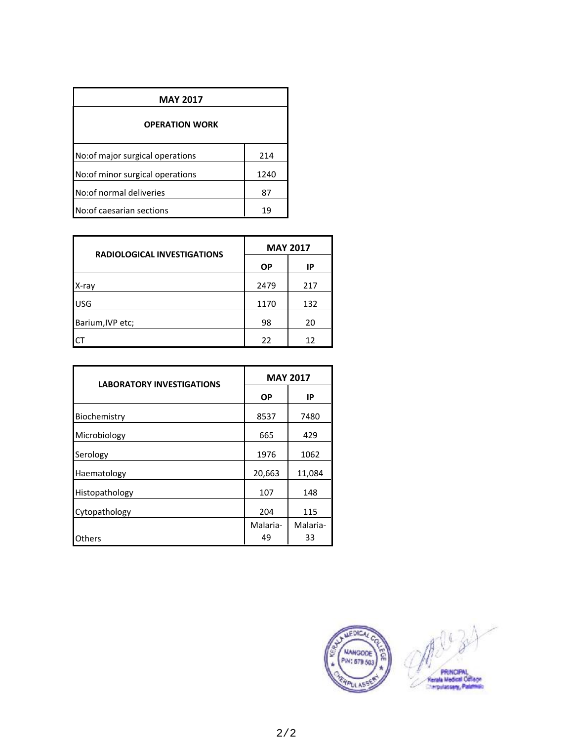| MAY 2017 | |
|---|---|
| **OPERATION WORK** | |
| No:of major surgical operations | 214 |
| No:of minor surgical operations | 1240 |
| No:of normal deliveries | 87 |
| No:of caesarian sections | 19 |

| RADIOLOGICAL INVESTIGATIONS | MAY 2017 | |
|---|---|---|
| | OP | IP |
| X-ray | 2479 | 217 |
| USG | 1170 | 132 |
| Barium,IVP etc; | 98 | 20 |
| CT | 22 | 12 |

| LABORATORY INVESTIGATIONS | MAY 2017 | |
|---|---|---|
| | OP | IP |
| Biochemistry | 8537 | 7480 |
| Microbiology | 665 | 429 |
| Serology | 1976 | 1062 |
| Haematology | 20,663 | 11,084 |
| Histopathology | 107 | 148 |
| Cytopathology | 204 | 115 |
| Others | Malaria-49 | Malaria-33 |

KERALA MEDICAL COLLEGE MANGODE PIN: 679 503 CHERPULASSERY

PRINCIPAL
Kerala Medical College
Cherpulassery, Palakkad